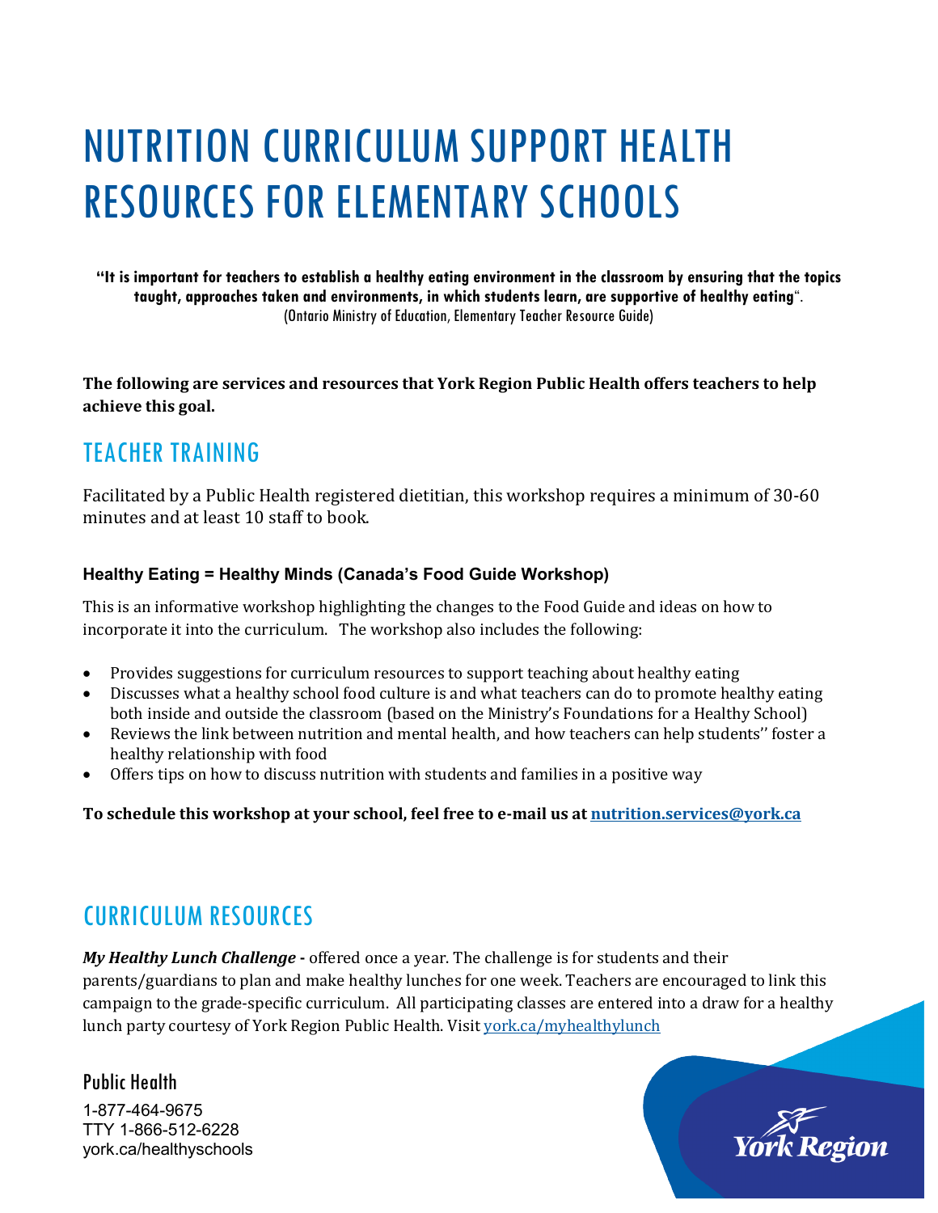# NUTRITION CURRICULUM SUPPORT HEALTH RESOURCES FOR ELEMENTARY SCHOOLS

**"It is important for teachers to establish a healthy eating environment in the classroom by ensuring that the topics taught, approaches taken and environments, in which students learn, are supportive of healthy eating**".
(Ontario Ministry of Education, Elementary Teacher Resource Guide)

**The following are services and resources that York Region Public Health offers teachers to help achieve this goal.**

## TEACHER TRAINING

Facilitated by a Public Health registered dietitian, this workshop requires a minimum of 30-60 minutes and at least 10 staff to book.

### Healthy Eating = Healthy Minds (Canada's Food Guide Workshop)

This is an informative workshop highlighting the changes to the Food Guide and ideas on how to incorporate it into the curriculum. The workshop also includes the following:

- Provides suggestions for curriculum resources to support teaching about healthy eating
- Discusses what a healthy school food culture is and what teachers can do to promote healthy eating both inside and outside the classroom (based on the Ministry's Foundations for a Healthy School)
- Reviews the link between nutrition and mental health, and how teachers can help students'' foster a healthy relationship with food
- Offers tips on how to discuss nutrition with students and families in a positive way

**To schedule this workshop at your school, feel free to e-mail us at [nutrition.services@york.ca](mailto:nutrition.services@york.ca)**

## CURRICULUM RESOURCES

***My Healthy Lunch Challenge* -** offered once a year. The challenge is for students and their parents/guardians to plan and make healthy lunches for one week. Teachers are encouraged to link this campaign to the grade-specific curriculum. All participating classes are entered into a draw for a healthy lunch party courtesy of York Region Public Health. Visit [york.ca/myhealthylunch](york.ca/myhealthylunch)

Public Health
1-877-464-9675
TTY 1-866-512-6228
york.ca/healthyschools

York Region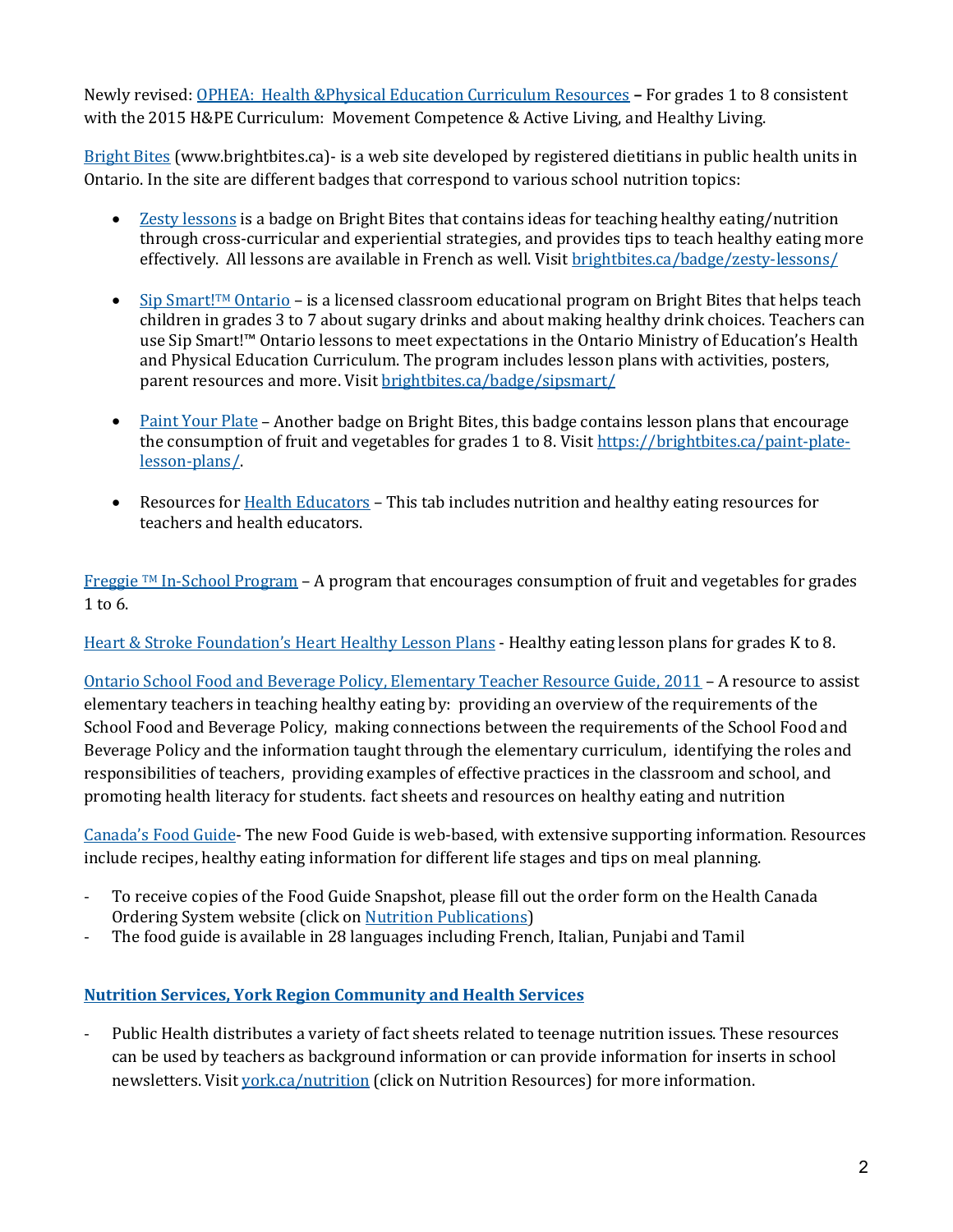Newly revised: OPHEA: Health &Physical Education Curriculum Resources **–** For grades 1 to 8 consistent with the 2015 H&PE Curriculum: Movement Competence & Active Living, and Healthy Living.

Bright Bites (www.brightbites.ca)- is a web site developed by registered dietitians in public health units in Ontario. In the site are different badges that correspond to various school nutrition topics:

- Zesty lessons is a badge on Bright Bites that contains ideas for teaching healthy eating/nutrition through cross-curricular and experiential strategies, and provides tips to teach healthy eating more effectively. All lessons are available in French as well. Visit brightbites.ca/badge/zesty-lessons/

- Sip Smart!™ Ontario – is a licensed classroom educational program on Bright Bites that helps teach children in grades 3 to 7 about sugary drinks and about making healthy drink choices. Teachers can use Sip Smart!™ Ontario lessons to meet expectations in the Ontario Ministry of Education's Health and Physical Education Curriculum. The program includes lesson plans with activities, posters, parent resources and more. Visit brightbites.ca/badge/sipsmart/

- Paint Your Plate – Another badge on Bright Bites, this badge contains lesson plans that encourage the consumption of fruit and vegetables for grades 1 to 8. Visit https://brightbites.ca/paint-plate-lesson-plans/.

- Resources for Health Educators – This tab includes nutrition and healthy eating resources for teachers and health educators.

Freggie ™ In-School Program – A program that encourages consumption of fruit and vegetables for grades 1 to 6.

Heart & Stroke Foundation's Heart Healthy Lesson Plans - Healthy eating lesson plans for grades K to 8.

Ontario School Food and Beverage Policy, Elementary Teacher Resource Guide, 2011 – A resource to assist elementary teachers in teaching healthy eating by: providing an overview of the requirements of the School Food and Beverage Policy, making connections between the requirements of the School Food and Beverage Policy and the information taught through the elementary curriculum, identifying the roles and responsibilities of teachers, providing examples of effective practices in the classroom and school, and promoting health literacy for students. fact sheets and resources on healthy eating and nutrition

Canada's Food Guide- The new Food Guide is web-based, with extensive supporting information. Resources include recipes, healthy eating information for different life stages and tips on meal planning.

- To receive copies of the Food Guide Snapshot, please fill out the order form on the Health Canada Ordering System website (click on Nutrition Publications)
- The food guide is available in 28 languages including French, Italian, Punjabi and Tamil

**Nutrition Services, York Region Community and Health Services**

- Public Health distributes a variety of fact sheets related to teenage nutrition issues. These resources can be used by teachers as background information or can provide information for inserts in school newsletters. Visit york.ca/nutrition (click on Nutrition Resources) for more information.